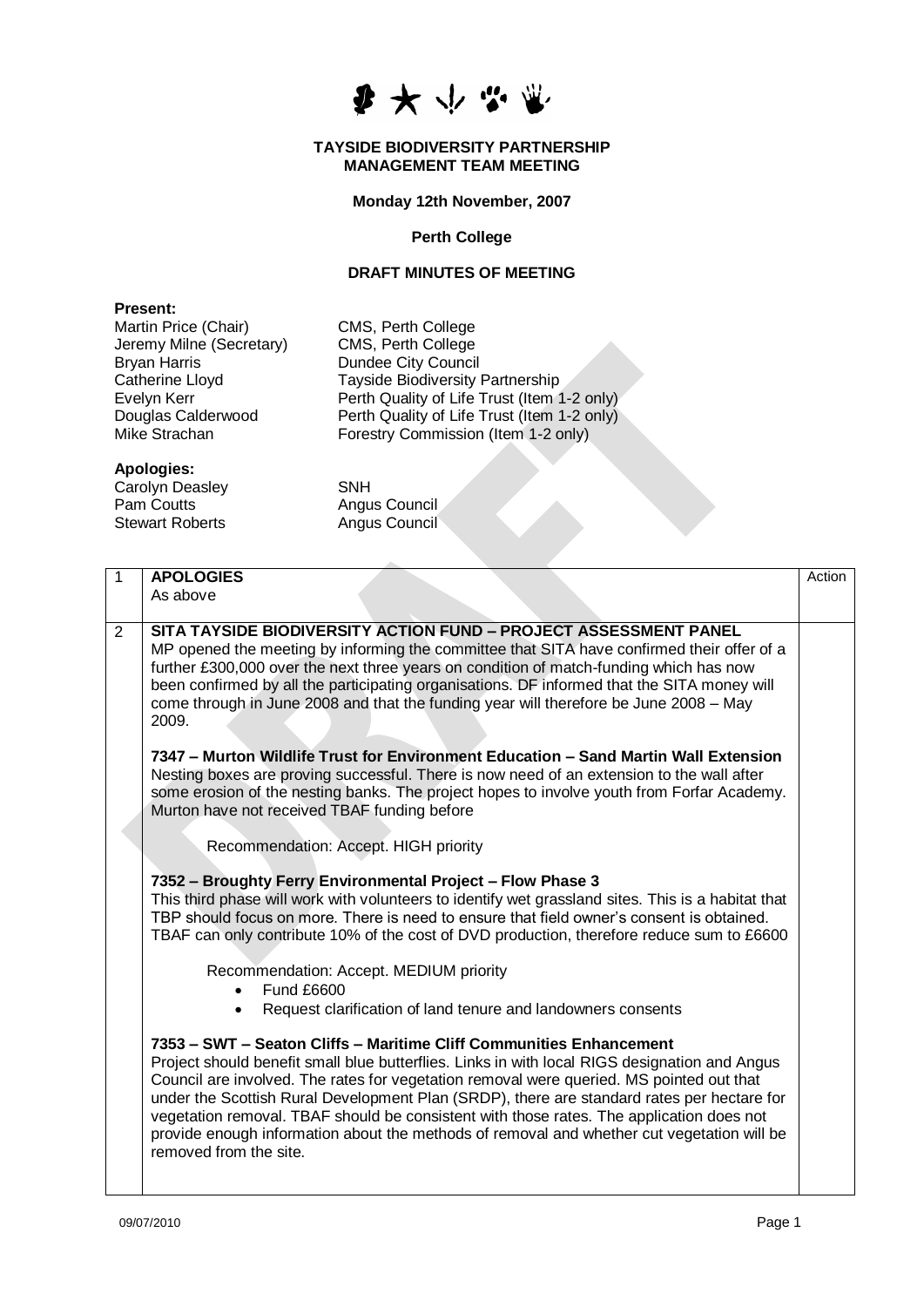**TAYSIDE BIODIVERSITY PARTNERSHIP**
**MANAGEMENT TEAM MEETING**

**Monday 12th November, 2007**

**Perth College**

**DRAFT MINUTES OF MEETING**

**Present:**

| | |
|---|---|
| Martin Price (Chair) | CMS, Perth College |
| Jeremy Milne (Secretary) | CMS, Perth College |
| Bryan Harris | Dundee City Council |
| Catherine Lloyd | Tayside Biodiversity Partnership |
| Evelyn Kerr | Perth Quality of Life Trust (Item 1-2 only) |
| Douglas Calderwood | Perth Quality of Life Trust (Item 1-2 only) |
| Mike Strachan | Forestry Commission (Item 1-2 only) |

**Apologies:**

| | |
|---|---|
| Carolyn Deasley | SNH |
| Pam Coutts | Angus Council |
| Stewart Roberts | Angus Council |

| | | Action |
|---|---|---|
| 1 | **APOLOGIES**<br>As above | |
| 2 | **SITA TAYSIDE BIODIVERSITY ACTION FUND – PROJECT ASSESSMENT PANEL**<br>MP opened the meeting by informing the committee that SITA have confirmed their offer of a further £300,000 over the next three years on condition of match-funding which has now been confirmed by all the participating organisations. DF informed that the SITA money will come through in June 2008 and that the funding year will therefore be June 2008 – May 2009.<br><br>**7347 – Murton Wildlife Trust for Environment Education – Sand Martin Wall Extension**<br>Nesting boxes are proving successful. There is now need of an extension to the wall after some erosion of the nesting banks. The project hopes to involve youth from Forfar Academy. Murton have not received TBAF funding before<br><br>Recommendation: Accept. HIGH priority<br><br>**7352 – Broughty Ferry Environmental Project – Flow Phase 3**<br>This third phase will work with volunteers to identify wet grassland sites. This is a habitat that TBP should focus on more. There is need to ensure that field owner's consent is obtained. TBAF can only contribute 10% of the cost of DVD production, therefore reduce sum to £6600<br><br>Recommendation: Accept. MEDIUM priority<br>• Fund £6600<br>• Request clarification of land tenure and landowners consents<br><br>**7353 – SWT – Seaton Cliffs – Maritime Cliff Communities Enhancement**<br>Project should benefit small blue butterflies. Links in with local RIGS designation and Angus Council are involved. The rates for vegetation removal were queried. MS pointed out that under the Scottish Rural Development Plan (SRDP), there are standard rates per hectare for vegetation removal. TBAF should be consistent with those rates. The application does not provide enough information about the methods of removal and whether cut vegetation will be removed from the site. | |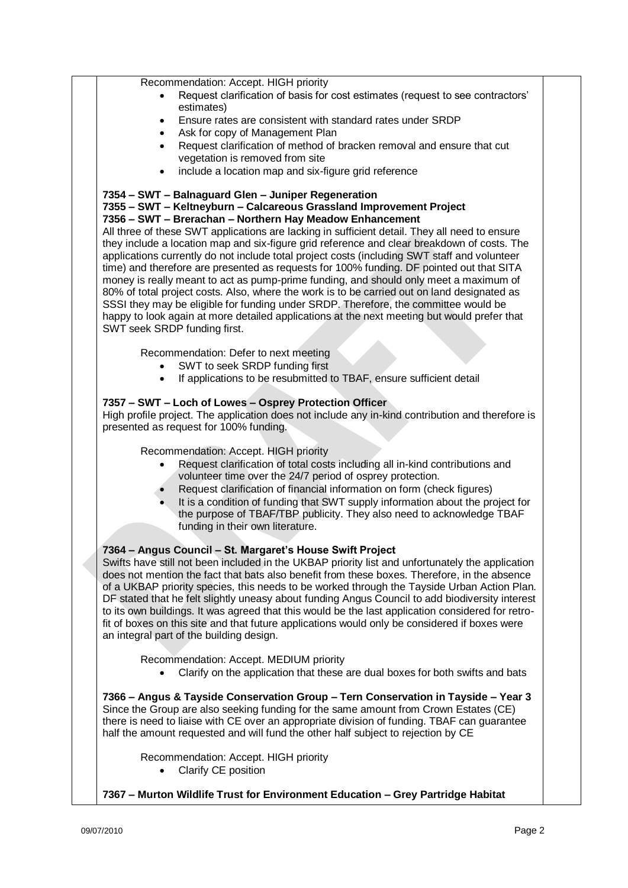Recommendation: Accept. HIGH priority

- Request clarification of basis for cost estimates (request to see contractors' estimates)
- Ensure rates are consistent with standard rates under SRDP
- Ask for copy of Management Plan
- Request clarification of method of bracken removal and ensure that cut vegetation is removed from site
- include a location map and six-figure grid reference

**7354 – SWT – Balnaguard Glen – Juniper Regeneration**
**7355 – SWT – Keltneyburn – Calcareous Grassland Improvement Project**
**7356 – SWT – Brerachan – Northern Hay Meadow Enhancement**

All three of these SWT applications are lacking in sufficient detail. They all need to ensure they include a location map and six-figure grid reference and clear breakdown of costs. The applications currently do not include total project costs (including SWT staff and volunteer time) and therefore are presented as requests for 100% funding. DF pointed out that SITA money is really meant to act as pump-prime funding, and should only meet a maximum of 80% of total project costs. Also, where the work is to be carried out on land designated as SSSI they may be eligible for funding under SRDP. Therefore, the committee would be happy to look again at more detailed applications at the next meeting but would prefer that SWT seek SRDP funding first.

Recommendation: Defer to next meeting

- SWT to seek SRDP funding first
- If applications to be resubmitted to TBAF, ensure sufficient detail

**7357 – SWT – Loch of Lowes – Osprey Protection Officer**

High profile project. The application does not include any in-kind contribution and therefore is presented as request for 100% funding.

Recommendation: Accept. HIGH priority

- Request clarification of total costs including all in-kind contributions and volunteer time over the 24/7 period of osprey protection.
- Request clarification of financial information on form (check figures)
- It is a condition of funding that SWT supply information about the project for the purpose of TBAF/TBP publicity. They also need to acknowledge TBAF funding in their own literature.

**7364 – Angus Council – St. Margaret's House Swift Project**

Swifts have still not been included in the UKBAP priority list and unfortunately the application does not mention the fact that bats also benefit from these boxes. Therefore, in the absence of a UKBAP priority species, this needs to be worked through the Tayside Urban Action Plan. DF stated that he felt slightly uneasy about funding Angus Council to add biodiversity interest to its own buildings. It was agreed that this would be the last application considered for retro-fit of boxes on this site and that future applications would only be considered if boxes were an integral part of the building design.

Recommendation: Accept. MEDIUM priority

- Clarify on the application that these are dual boxes for both swifts and bats

**7366 – Angus & Tayside Conservation Group – Tern Conservation in Tayside – Year 3**

Since the Group are also seeking funding for the same amount from Crown Estates (CE) there is need to liaise with CE over an appropriate division of funding. TBAF can guarantee half the amount requested and will fund the other half subject to rejection by CE

Recommendation: Accept. HIGH priority

- Clarify CE position

**7367 – Murton Wildlife Trust for Environment Education – Grey Partridge Habitat**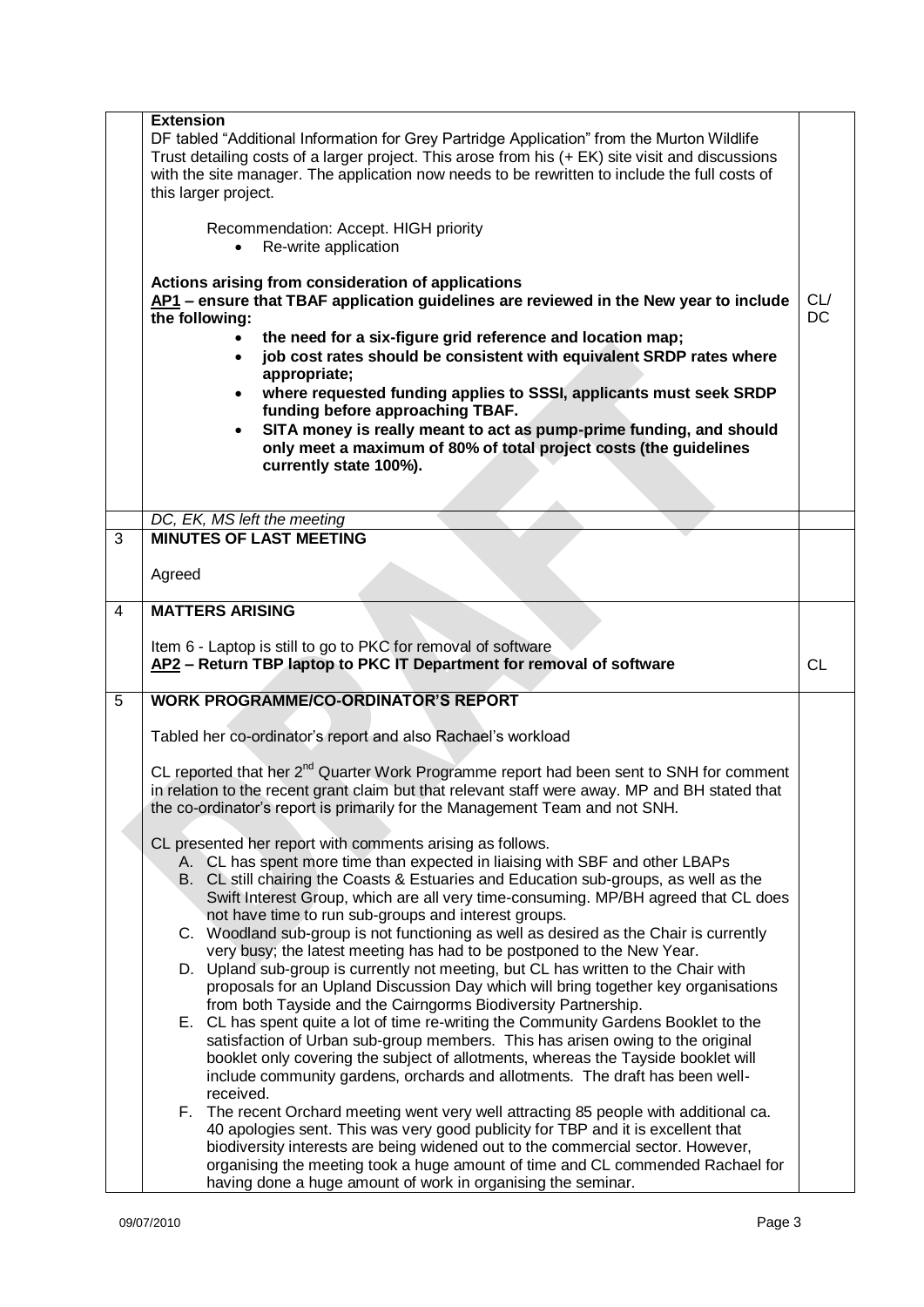| | | |
|---|---|---|
| | **Extension**<br>DF tabled "Additional Information for Grey Partridge Application" from the Murton Wildlife Trust detailing costs of a larger project. This arose from his (+ EK) site visit and discussions with the site manager. The application now needs to be rewritten to include the full costs of this larger project.<br><br>Recommendation: Accept. HIGH priority<br>• Re-write application<br><br>**Actions arising from consideration of applications**<br>**<u>AP1</u> – ensure that TBAF application guidelines are reviewed in the New year to include the following:**<br>• **the need for a six-figure grid reference and location map;**<br>• **job cost rates should be consistent with equivalent SRDP rates where appropriate;**<br>• **where requested funding applies to SSSI, applicants must seek SRDP funding before approaching TBAF.**<br>• **SITA money is really meant to act as pump-prime funding, and should only meet a maximum of 80% of total project costs (the guidelines currently state 100%).** | CL/ DC |
| | *DC, EK, MS left the meeting* | |
| 3 | **MINUTES OF LAST MEETING**<br><br>Agreed | |
| 4 | **MATTERS ARISING**<br><br>Item 6 - Laptop is still to go to PKC for removal of software<br>**<u>AP2</u> – Return TBP laptop to PKC IT Department for removal of software** | CL |
| 5 | **WORK PROGRAMME/CO-ORDINATOR'S REPORT**<br><br>Tabled her co-ordinator's report and also Rachael's workload<br><br>CL reported that her 2nd Quarter Work Programme report had been sent to SNH for comment in relation to the recent grant claim but that relevant staff were away. MP and BH stated that the co-ordinator's report is primarily for the Management Team and not SNH.<br><br>CL presented her report with comments arising as follows.<br>A. CL has spent more time than expected in liaising with SBF and other LBAPs<br>B. CL still chairing the Coasts & Estuaries and Education sub-groups, as well as the Swift Interest Group, which are all very time-consuming. MP/BH agreed that CL does not have time to run sub-groups and interest groups.<br>C. Woodland sub-group is not functioning as well as desired as the Chair is currently very busy; the latest meeting has had to be postponed to the New Year.<br>D. Upland sub-group is currently not meeting, but CL has written to the Chair with proposals for an Upland Discussion Day which will bring together key organisations from both Tayside and the Cairngorms Biodiversity Partnership.<br>E. CL has spent quite a lot of time re-writing the Community Gardens Booklet to the satisfaction of Urban sub-group members. This has arisen owing to the original booklet only covering the subject of allotments, whereas the Tayside booklet will include community gardens, orchards and allotments. The draft has been well-received.<br>F. The recent Orchard meeting went very well attracting 85 people with additional ca. 40 apologies sent. This was very good publicity for TBP and it is excellent that biodiversity interests are being widened out to the commercial sector. However, organising the meeting took a huge amount of time and CL commended Rachael for having done a huge amount of work in organising the seminar. | |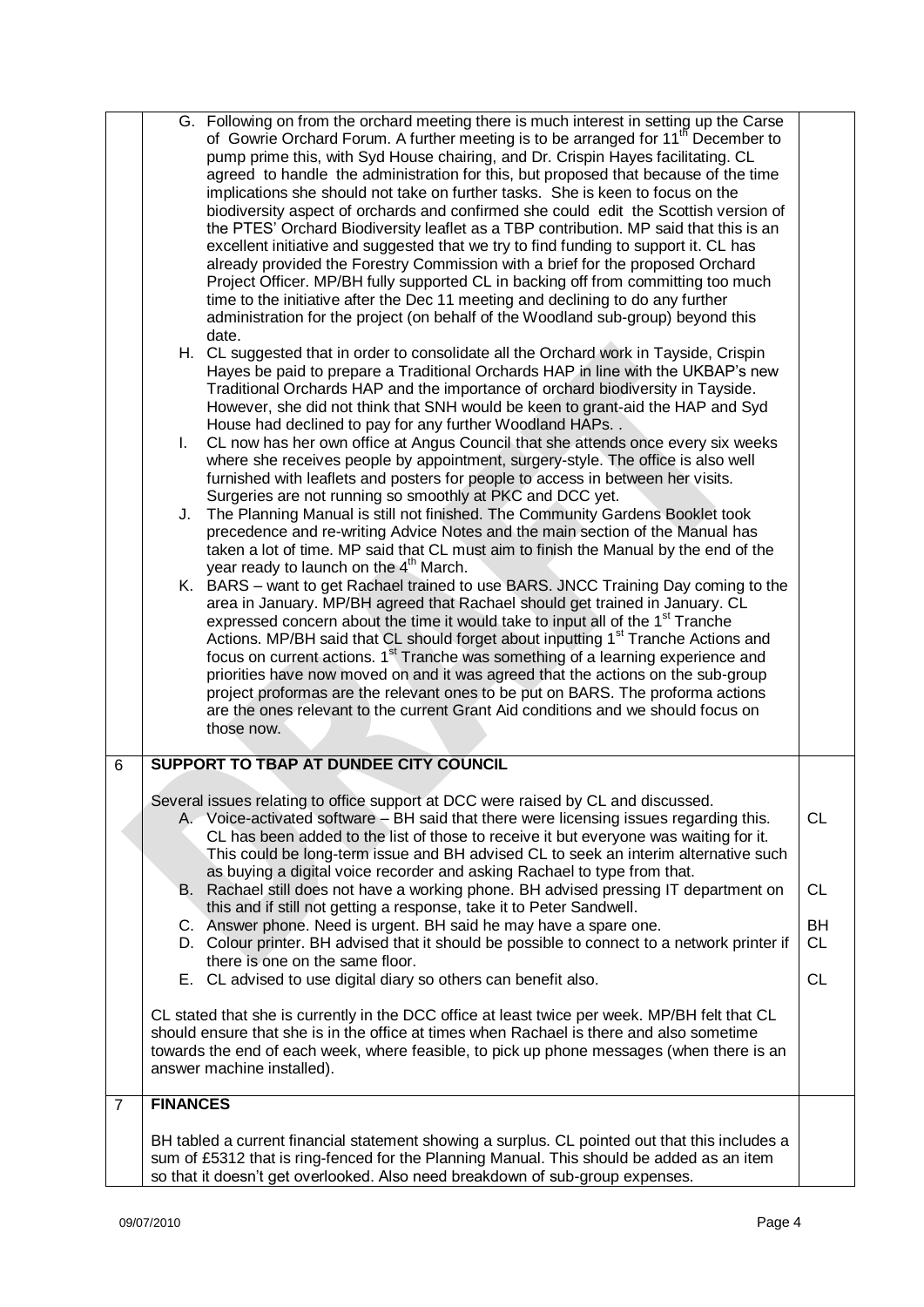| | | |
|---|---|---|
| | G. Following on from the orchard meeting there is much interest in setting up the Carse of Gowrie Orchard Forum. A further meeting is to be arranged for 11th December to pump prime this, with Syd House chairing, and Dr. Crispin Hayes facilitating. CL agreed to handle the administration for this, but proposed that because of the time implications she should not take on further tasks. She is keen to focus on the biodiversity aspect of orchards and confirmed she could edit the Scottish version of the PTES' Orchard Biodiversity leaflet as a TBP contribution. MP said that this is an excellent initiative and suggested that we try to find funding to support it. CL has already provided the Forestry Commission with a brief for the proposed Orchard Project Officer. MP/BH fully supported CL in backing off from committing too much time to the initiative after the Dec 11 meeting and declining to do any further administration for the project (on behalf of the Woodland sub-group) beyond this date.<br>H. CL suggested that in order to consolidate all the Orchard work in Tayside, Crispin Hayes be paid to prepare a Traditional Orchards HAP in line with the UKBAP's new Traditional Orchards HAP and the importance of orchard biodiversity in Tayside. However, she did not think that SNH would be keen to grant-aid the HAP and Syd House had declined to pay for any further Woodland HAPs. .<br>I. CL now has her own office at Angus Council that she attends once every six weeks where she receives people by appointment, surgery-style. The office is also well furnished with leaflets and posters for people to access in between her visits. Surgeries are not running so smoothly at PKC and DCC yet.<br>J. The Planning Manual is still not finished. The Community Gardens Booklet took precedence and re-writing Advice Notes and the main section of the Manual has taken a lot of time. MP said that CL must aim to finish the Manual by the end of the year ready to launch on the 4th March.<br>K. BARS – want to get Rachael trained to use BARS. JNCC Training Day coming to the area in January. MP/BH agreed that Rachael should get trained in January. CL expressed concern about the time it would take to input all of the 1st Tranche Actions. MP/BH said that CL should forget about inputting 1st Tranche Actions and focus on current actions. 1st Tranche was something of a learning experience and priorities have now moved on and it was agreed that the actions on the sub-group project proformas are the relevant ones to be put on BARS. The proforma actions are the ones relevant to the current Grant Aid conditions and we should focus on those now. | |
| 6 | **SUPPORT TO TBAP AT DUNDEE CITY COUNCIL**<br><br>Several issues relating to office support at DCC were raised by CL and discussed.<br>A. Voice-activated software – BH said that there were licensing issues regarding this. CL has been added to the list of those to receive it but everyone was waiting for it. This could be long-term issue and BH advised CL to seek an interim alternative such as buying a digital voice recorder and asking Rachael to type from that.<br>B. Rachael still does not have a working phone. BH advised pressing IT department on this and if still not getting a response, take it to Peter Sandwell.<br>C. Answer phone. Need is urgent. BH said he may have a spare one.<br>D. Colour printer. BH advised that it should be possible to connect to a network printer if there is one on the same floor.<br>E. CL advised to use digital diary so others can benefit also.<br><br>CL stated that she is currently in the DCC office at least twice per week. MP/BH felt that CL should ensure that she is in the office at times when Rachael is there and also sometime towards the end of each week, where feasible, to pick up phone messages (when there is an answer machine installed). | CL<br><br>CL<br><br>BH<br>CL<br><br>CL |
| 7 | **FINANCES**<br><br>BH tabled a current financial statement showing a surplus. CL pointed out that this includes a sum of £5312 that is ring-fenced for the Planning Manual. This should be added as an item so that it doesn't get overlooked. Also need breakdown of sub-group expenses. | |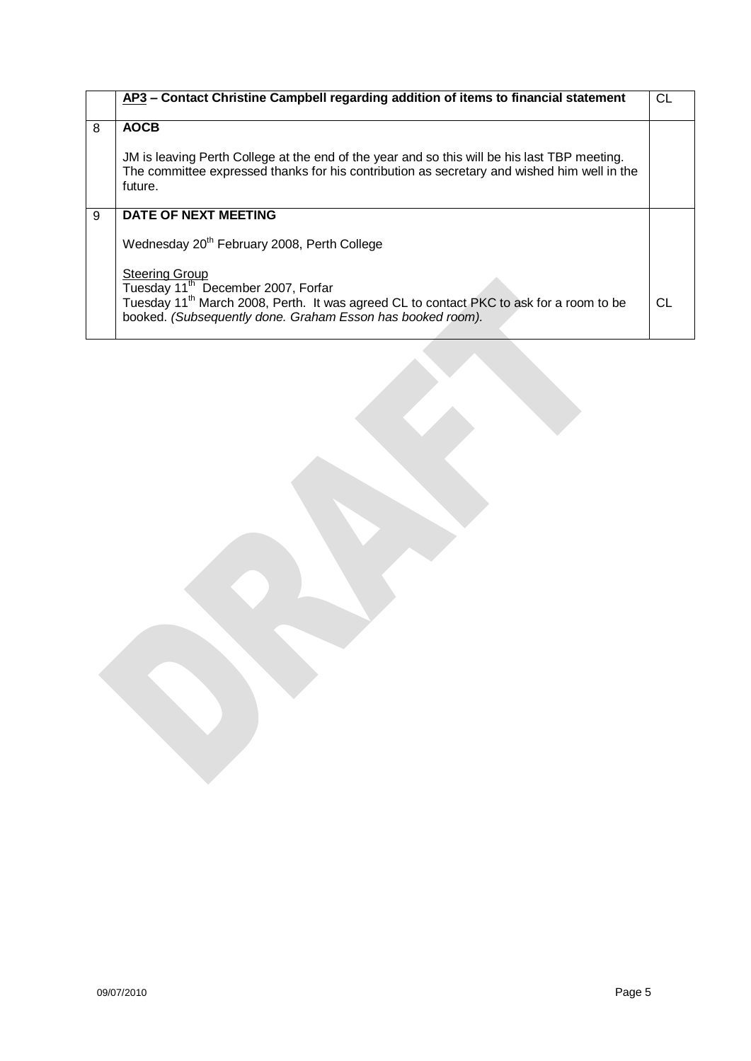| | | |
|---|---|---|
| | **<u>AP3</u> – Contact Christine Campbell regarding addition of items to financial statement** | CL |
| 8 | **AOCB**<br><br>JM is leaving Perth College at the end of the year and so this will be his last TBP meeting. The committee expressed thanks for his contribution as secretary and wished him well in the future. | |
| 9 | **DATE OF NEXT MEETING**<br><br>Wednesday 20th February 2008, Perth College<br><br><u>Steering Group</u><br>Tuesday 11th December 2007, Forfar<br>Tuesday 11th March 2008, Perth. It was agreed CL to contact PKC to ask for a room to be booked. *(Subsequently done. Graham Esson has booked room).* | CL |

DRAFT